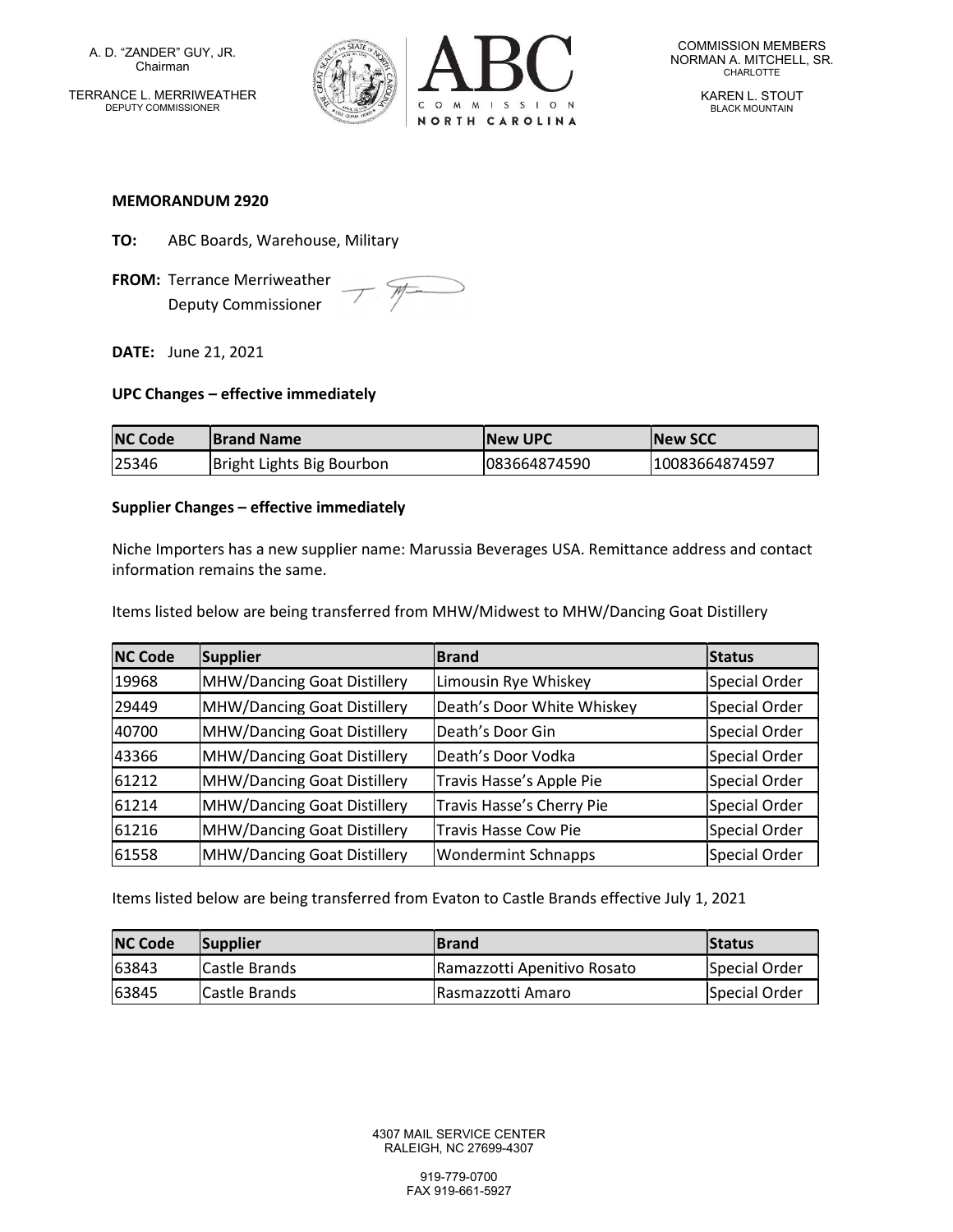A. D. "ZANDER" GUY, JR.
Chairman

TERRANCE L. MERRIWEATHER
DEPUTY COMMISSIONER

ABC COMMISSION NORTH CAROLINA

COMMISSION MEMBERS
NORMAN A. MITCHELL, SR.
CHARLOTTE

KAREN L. STOUT
BLACK MOUNTAIN

**MEMORANDUM 2920**

**TO:** ABC Boards, Warehouse, Military

**FROM:** Terrance Merriweather
Deputy Commissioner

**DATE:** June 21, 2021

**UPC Changes – effective immediately**

| NC Code | Brand Name | New UPC | New SCC |
|---|---|---|---|
| 25346 | Bright Lights Big Bourbon | 083664874590 | 10083664874597 |

**Supplier Changes – effective immediately**

Niche Importers has a new supplier name: Marussia Beverages USA. Remittance address and contact information remains the same.

Items listed below are being transferred from MHW/Midwest to MHW/Dancing Goat Distillery

| NC Code | Supplier | Brand | Status |
|---|---|---|---|
| 19968 | MHW/Dancing Goat Distillery | Limousin Rye Whiskey | Special Order |
| 29449 | MHW/Dancing Goat Distillery | Death's Door White Whiskey | Special Order |
| 40700 | MHW/Dancing Goat Distillery | Death's Door Gin | Special Order |
| 43366 | MHW/Dancing Goat Distillery | Death's Door Vodka | Special Order |
| 61212 | MHW/Dancing Goat Distillery | Travis Hasse's Apple Pie | Special Order |
| 61214 | MHW/Dancing Goat Distillery | Travis Hasse's Cherry Pie | Special Order |
| 61216 | MHW/Dancing Goat Distillery | Travis Hasse Cow Pie | Special Order |
| 61558 | MHW/Dancing Goat Distillery | Wondermint Schnapps | Special Order |

Items listed below are being transferred from Evaton to Castle Brands effective July 1, 2021

| NC Code | Supplier | Brand | Status |
|---|---|---|---|
| 63843 | Castle Brands | Ramazzotti Apenitivo Rosato | Special Order |
| 63845 | Castle Brands | Rasmazzotti Amaro | Special Order |

4307 MAIL SERVICE CENTER
RALEIGH, NC 27699-4307

919-779-0700
FAX 919-661-5927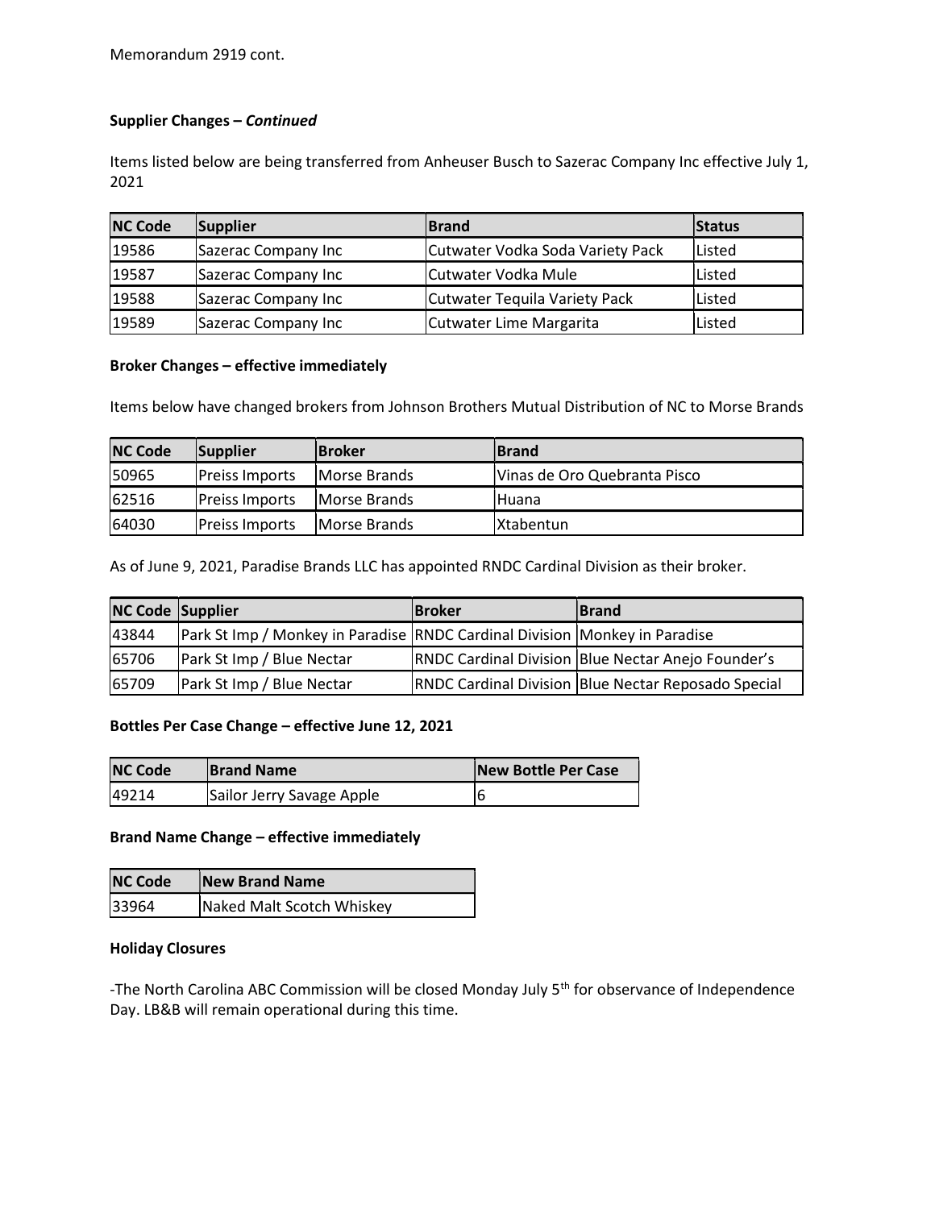Memorandum 2919 cont.

**Supplier Changes –** ***Continued***

Items listed below are being transferred from Anheuser Busch to Sazerac Company Inc effective July 1, 2021

| NC Code | Supplier | Brand | Status |
|---|---|---|---|
| 19586 | Sazerac Company Inc | Cutwater Vodka Soda Variety Pack | Listed |
| 19587 | Sazerac Company Inc | Cutwater Vodka Mule | Listed |
| 19588 | Sazerac Company Inc | Cutwater Tequila Variety Pack | Listed |
| 19589 | Sazerac Company Inc | Cutwater Lime Margarita | Listed |

**Broker Changes – effective immediately**

Items below have changed brokers from Johnson Brothers Mutual Distribution of NC to Morse Brands

| NC Code | Supplier | Broker | Brand |
|---|---|---|---|
| 50965 | Preiss Imports | Morse Brands | Vinas de Oro Quebranta Pisco |
| 62516 | Preiss Imports | Morse Brands | Huana |
| 64030 | Preiss Imports | Morse Brands | Xtabentun |

As of June 9, 2021, Paradise Brands LLC has appointed RNDC Cardinal Division as their broker.

| NC Code | Supplier | Broker | Brand |
|---|---|---|---|
| 43844 | Park St Imp / Monkey in Paradise | RNDC Cardinal Division | Monkey in Paradise |
| 65706 | Park St Imp / Blue Nectar | RNDC Cardinal Division | Blue Nectar Anejo Founder's |
| 65709 | Park St Imp / Blue Nectar | RNDC Cardinal Division | Blue Nectar Reposado Special |

**Bottles Per Case Change – effective June 12, 2021**

| NC Code | Brand Name | New Bottle Per Case |
|---|---|---|
| 49214 | Sailor Jerry Savage Apple | 6 |

**Brand Name Change – effective immediately**

| NC Code | New Brand Name |
|---|---|
| 33964 | Naked Malt Scotch Whiskey |

**Holiday Closures**

-The North Carolina ABC Commission will be closed Monday July 5th for observance of Independence Day. LB&B will remain operational during this time.